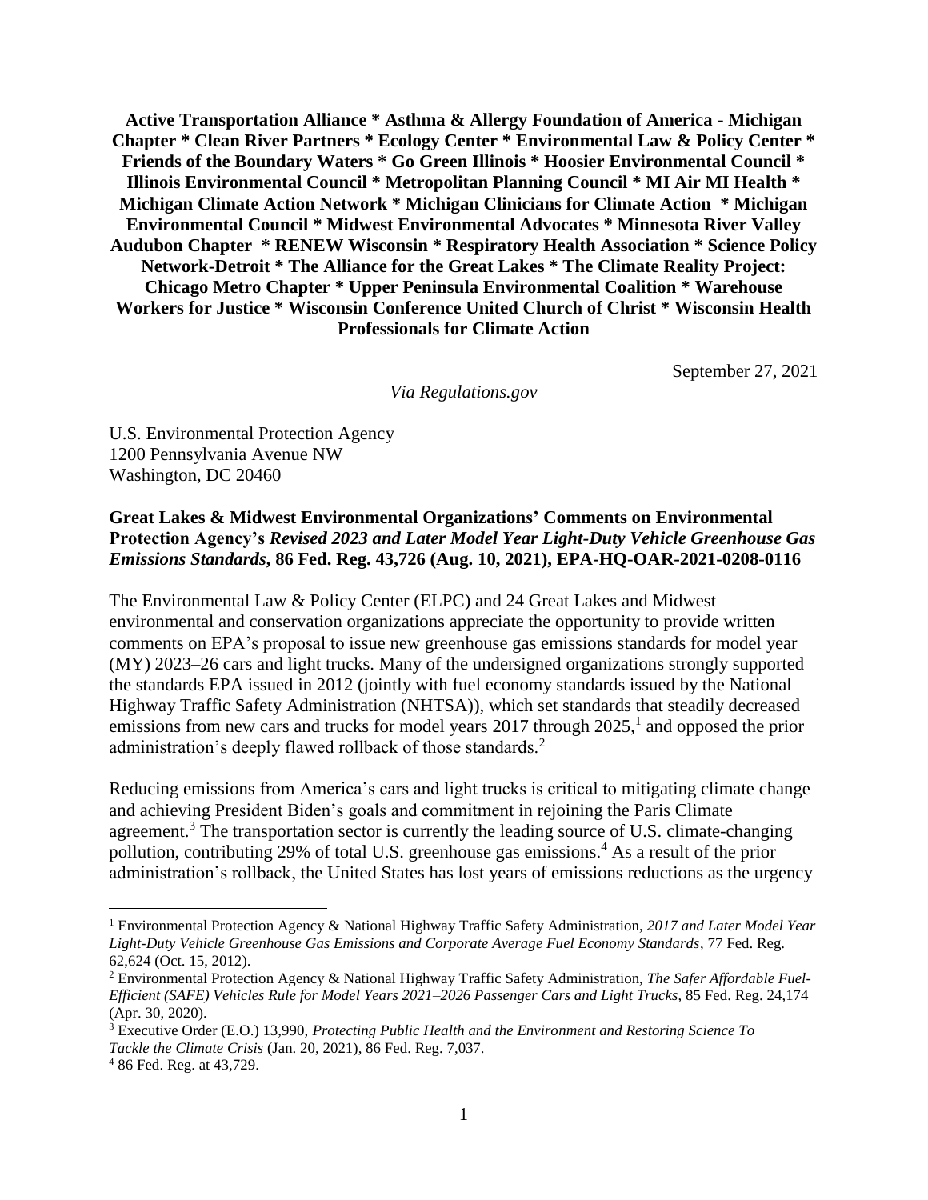**Active Transportation Alliance * Asthma & Allergy Foundation of America - Michigan Chapter * Clean River Partners * Ecology Center * Environmental Law & Policy Center * Friends of the Boundary Waters * Go Green Illinois * Hoosier Environmental Council * Illinois Environmental Council * Metropolitan Planning Council * MI Air MI Health * Michigan Climate Action Network * Michigan Clinicians for Climate Action * Michigan Environmental Council * Midwest Environmental Advocates * Minnesota River Valley Audubon Chapter * RENEW Wisconsin * Respiratory Health Association * Science Policy Network-Detroit * The Alliance for the Great Lakes * The Climate Reality Project: Chicago Metro Chapter * Upper Peninsula Environmental Coalition * Warehouse Workers for Justice * Wisconsin Conference United Church of Christ * Wisconsin Health Professionals for Climate Action**

September 27, 2021

*Via Regulations.gov*

U.S. Environmental Protection Agency
1200 Pennsylvania Avenue NW
Washington, DC 20460

**Great Lakes & Midwest Environmental Organizations' Comments on Environmental Protection Agency's *Revised 2023 and Later Model Year Light-Duty Vehicle Greenhouse Gas Emissions Standards*, 86 Fed. Reg. 43,726 (Aug. 10, 2021), EPA-HQ-OAR-2021-0208-0116**

The Environmental Law & Policy Center (ELPC) and 24 Great Lakes and Midwest environmental and conservation organizations appreciate the opportunity to provide written comments on EPA's proposal to issue new greenhouse gas emissions standards for model year (MY) 2023–26 cars and light trucks. Many of the undersigned organizations strongly supported the standards EPA issued in 2012 (jointly with fuel economy standards issued by the National Highway Traffic Safety Administration (NHTSA)), which set standards that steadily decreased emissions from new cars and trucks for model years 2017 through 2025,[1] and opposed the prior administration's deeply flawed rollback of those standards.[2]

Reducing emissions from America's cars and light trucks is critical to mitigating climate change and achieving President Biden's goals and commitment in rejoining the Paris Climate agreement.[3] The transportation sector is currently the leading source of U.S. climate-changing pollution, contributing 29% of total U.S. greenhouse gas emissions.[4] As a result of the prior administration's rollback, the United States has lost years of emissions reductions as the urgency

[1] Environmental Protection Agency & National Highway Traffic Safety Administration, *2017 and Later Model Year Light-Duty Vehicle Greenhouse Gas Emissions and Corporate Average Fuel Economy Standards*, 77 Fed. Reg. 62,624 (Oct. 15, 2012).

[2] Environmental Protection Agency & National Highway Traffic Safety Administration, *The Safer Affordable Fuel-Efficient (SAFE) Vehicles Rule for Model Years 2021–2026 Passenger Cars and Light Trucks*, 85 Fed. Reg. 24,174 (Apr. 30, 2020).

[3] Executive Order (E.O.) 13,990, *Protecting Public Health and the Environment and Restoring Science To Tackle the Climate Crisis* (Jan. 20, 2021), 86 Fed. Reg. 7,037.

[4] 86 Fed. Reg. at 43,729.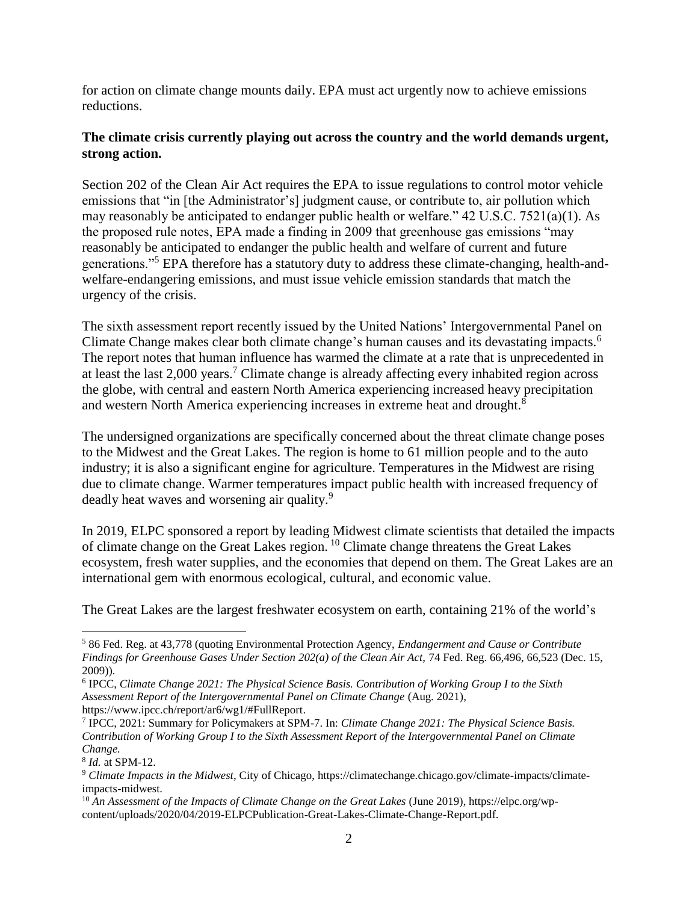for action on climate change mounts daily. EPA must act urgently now to achieve emissions reductions.

**The climate crisis currently playing out across the country and the world demands urgent, strong action.**

Section 202 of the Clean Air Act requires the EPA to issue regulations to control motor vehicle emissions that "in [the Administrator's] judgment cause, or contribute to, air pollution which may reasonably be anticipated to endanger public health or welfare." 42 U.S.C. 7521(a)(1). As the proposed rule notes, EPA made a finding in 2009 that greenhouse gas emissions "may reasonably be anticipated to endanger the public health and welfare of current and future generations."[5] EPA therefore has a statutory duty to address these climate-changing, health-and-welfare-endangering emissions, and must issue vehicle emission standards that match the urgency of the crisis.

The sixth assessment report recently issued by the United Nations' Intergovernmental Panel on Climate Change makes clear both climate change's human causes and its devastating impacts.[6] The report notes that human influence has warmed the climate at a rate that is unprecedented in at least the last 2,000 years.[7] Climate change is already affecting every inhabited region across the globe, with central and eastern North America experiencing increased heavy precipitation and western North America experiencing increases in extreme heat and drought.[8]

The undersigned organizations are specifically concerned about the threat climate change poses to the Midwest and the Great Lakes. The region is home to 61 million people and to the auto industry; it is also a significant engine for agriculture. Temperatures in the Midwest are rising due to climate change. Warmer temperatures impact public health with increased frequency of deadly heat waves and worsening air quality.[9]

In 2019, ELPC sponsored a report by leading Midwest climate scientists that detailed the impacts of climate change on the Great Lakes region.[10] Climate change threatens the Great Lakes ecosystem, fresh water supplies, and the economies that depend on them. The Great Lakes are an international gem with enormous ecological, cultural, and economic value.

The Great Lakes are the largest freshwater ecosystem on earth, containing 21% of the world's

---

[5] 86 Fed. Reg. at 43,778 (quoting Environmental Protection Agency, *Endangerment and Cause or Contribute Findings for Greenhouse Gases Under Section 202(a) of the Clean Air Act,* 74 Fed. Reg. 66,496, 66,523 (Dec. 15, 2009)).

[6] IPCC, *Climate Change 2021: The Physical Science Basis. Contribution of Working Group I to the Sixth Assessment Report of the Intergovernmental Panel on Climate Change* (Aug. 2021), https://www.ipcc.ch/report/ar6/wg1/#FullReport.

[7] IPCC, 2021: Summary for Policymakers at SPM-7. In: *Climate Change 2021: The Physical Science Basis. Contribution of Working Group I to the Sixth Assessment Report of the Intergovernmental Panel on Climate Change.*

[8] *Id.* at SPM-12.

[9] *Climate Impacts in the Midwest*, City of Chicago, https://climatechange.chicago.gov/climate-impacts/climate-impacts-midwest.

[10] *An Assessment of the Impacts of Climate Change on the Great Lakes* (June 2019), https://elpc.org/wp-content/uploads/2020/04/2019-ELPCPublication-Great-Lakes-Climate-Change-Report.pdf.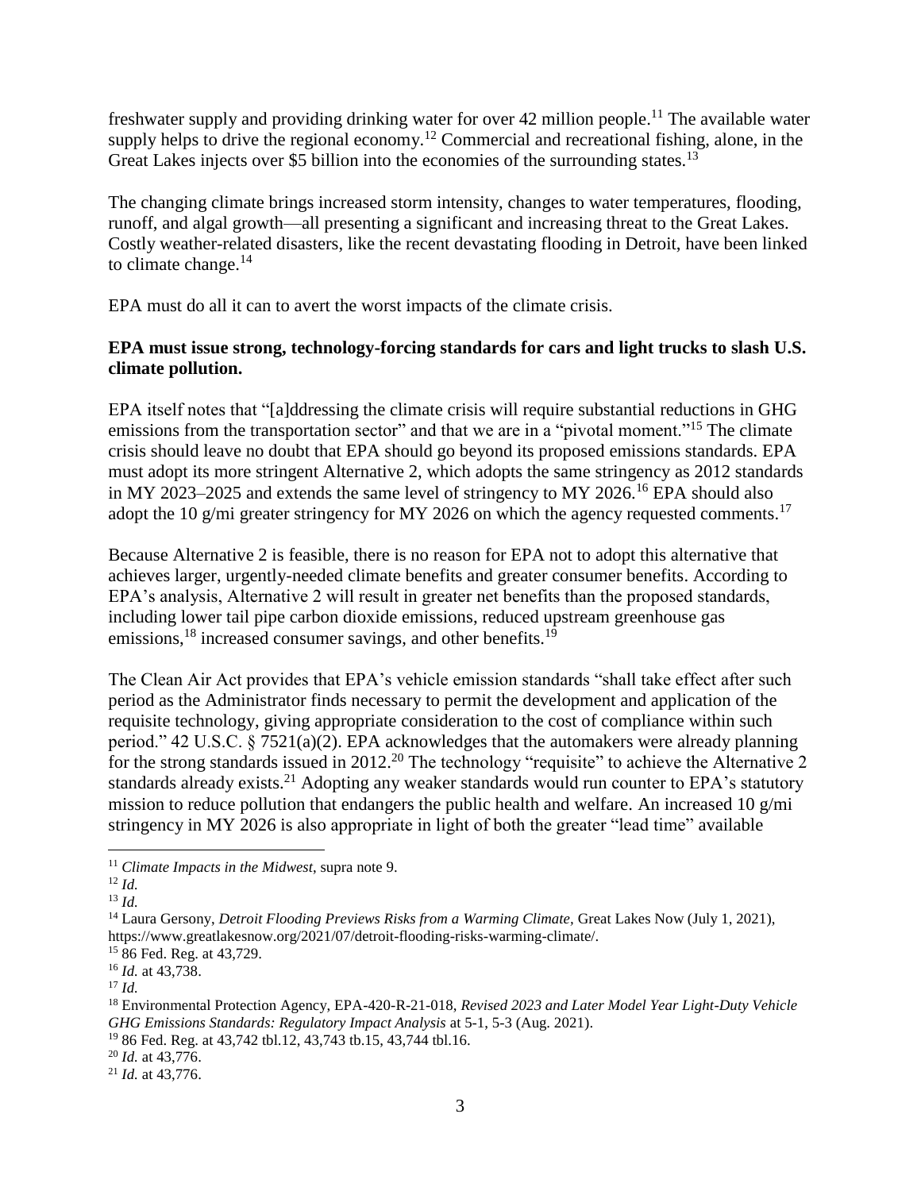freshwater supply and providing drinking water for over 42 million people.[11] The available water supply helps to drive the regional economy.[12] Commercial and recreational fishing, alone, in the Great Lakes injects over $5 billion into the economies of the surrounding states.[13]

The changing climate brings increased storm intensity, changes to water temperatures, flooding, runoff, and algal growth—all presenting a significant and increasing threat to the Great Lakes. Costly weather-related disasters, like the recent devastating flooding in Detroit, have been linked to climate change.[14]

EPA must do all it can to avert the worst impacts of the climate crisis.

**EPA must issue strong, technology-forcing standards for cars and light trucks to slash U.S. climate pollution.**

EPA itself notes that "[a]ddressing the climate crisis will require substantial reductions in GHG emissions from the transportation sector" and that we are in a "pivotal moment."[15] The climate crisis should leave no doubt that EPA should go beyond its proposed emissions standards. EPA must adopt its more stringent Alternative 2, which adopts the same stringency as 2012 standards in MY 2023–2025 and extends the same level of stringency to MY 2026.[16] EPA should also adopt the 10 g/mi greater stringency for MY 2026 on which the agency requested comments.[17]

Because Alternative 2 is feasible, there is no reason for EPA not to adopt this alternative that achieves larger, urgently-needed climate benefits and greater consumer benefits. According to EPA's analysis, Alternative 2 will result in greater net benefits than the proposed standards, including lower tail pipe carbon dioxide emissions, reduced upstream greenhouse gas emissions,[18] increased consumer savings, and other benefits.[19]

The Clean Air Act provides that EPA's vehicle emission standards "shall take effect after such period as the Administrator finds necessary to permit the development and application of the requisite technology, giving appropriate consideration to the cost of compliance within such period." 42 U.S.C. § 7521(a)(2). EPA acknowledges that the automakers were already planning for the strong standards issued in 2012.[20] The technology "requisite" to achieve the Alternative 2 standards already exists.[21] Adopting any weaker standards would run counter to EPA's statutory mission to reduce pollution that endangers the public health and welfare. An increased 10 g/mi stringency in MY 2026 is also appropriate in light of both the greater "lead time" available

---

[11] *Climate Impacts in the Midwest*, supra note 9.

[12] *Id.*

[13] *Id.*

[14] Laura Gersony, *Detroit Flooding Previews Risks from a Warming Climate*, Great Lakes Now (July 1, 2021), https://www.greatlakesnow.org/2021/07/detroit-flooding-risks-warming-climate/.

[15] 86 Fed. Reg. at 43,729.

[16] *Id.* at 43,738.

[17] *Id.*

[18] Environmental Protection Agency, EPA-420-R-21-018, *Revised 2023 and Later Model Year Light-Duty Vehicle GHG Emissions Standards: Regulatory Impact Analysis* at 5-1, 5-3 (Aug. 2021).

[19] 86 Fed. Reg. at 43,742 tbl.12, 43,743 tb.15, 43,744 tbl.16.

[20] *Id.* at 43,776.

[21] *Id.* at 43,776.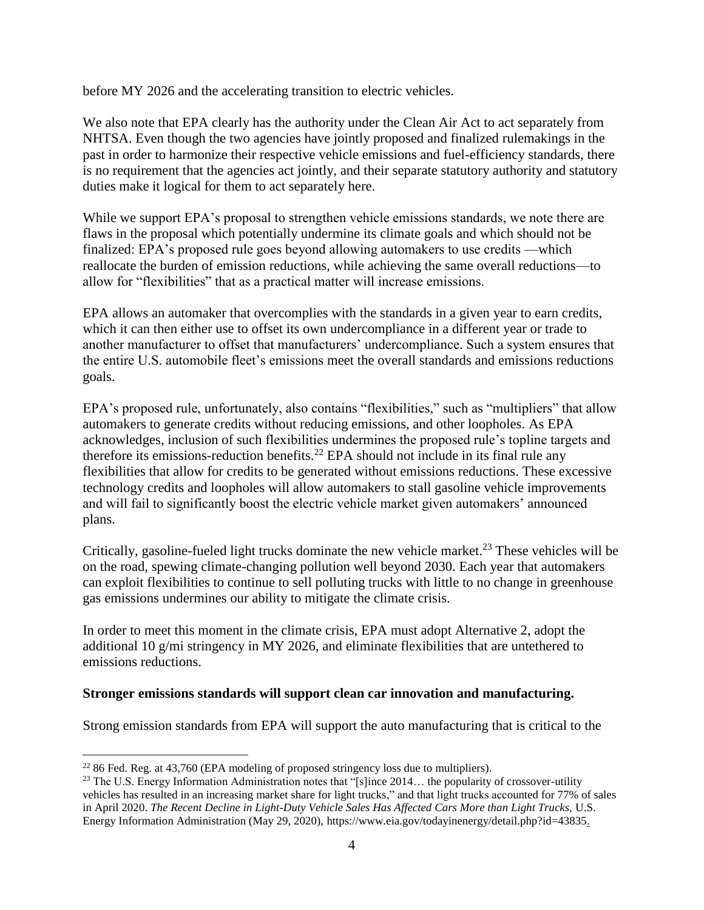before MY 2026 and the accelerating transition to electric vehicles.

We also note that EPA clearly has the authority under the Clean Air Act to act separately from NHTSA. Even though the two agencies have jointly proposed and finalized rulemakings in the past in order to harmonize their respective vehicle emissions and fuel-efficiency standards, there is no requirement that the agencies act jointly, and their separate statutory authority and statutory duties make it logical for them to act separately here.

While we support EPA's proposal to strengthen vehicle emissions standards, we note there are flaws in the proposal which potentially undermine its climate goals and which should not be finalized: EPA's proposed rule goes beyond allowing automakers to use credits —which reallocate the burden of emission reductions, while achieving the same overall reductions—to allow for "flexibilities" that as a practical matter will increase emissions.

EPA allows an automaker that overcomplies with the standards in a given year to earn credits, which it can then either use to offset its own undercompliance in a different year or trade to another manufacturer to offset that manufacturers' undercompliance. Such a system ensures that the entire U.S. automobile fleet's emissions meet the overall standards and emissions reductions goals.

EPA's proposed rule, unfortunately, also contains "flexibilities," such as "multipliers" that allow automakers to generate credits without reducing emissions, and other loopholes. As EPA acknowledges, inclusion of such flexibilities undermines the proposed rule's topline targets and therefore its emissions-reduction benefits.[22] EPA should not include in its final rule any flexibilities that allow for credits to be generated without emissions reductions. These excessive technology credits and loopholes will allow automakers to stall gasoline vehicle improvements and will fail to significantly boost the electric vehicle market given automakers' announced plans.

Critically, gasoline-fueled light trucks dominate the new vehicle market.[23] These vehicles will be on the road, spewing climate-changing pollution well beyond 2030. Each year that automakers can exploit flexibilities to continue to sell polluting trucks with little to no change in greenhouse gas emissions undermines our ability to mitigate the climate crisis.

In order to meet this moment in the climate crisis, EPA must adopt Alternative 2, adopt the additional 10 g/mi stringency in MY 2026, and eliminate flexibilities that are untethered to emissions reductions.

**Stronger emissions standards will support clean car innovation and manufacturing.**

Strong emission standards from EPA will support the auto manufacturing that is critical to the

---

[22] 86 Fed. Reg. at 43,760 (EPA modeling of proposed stringency loss due to multipliers).

[23] The U.S. Energy Information Administration notes that "[s]ince 2014… the popularity of crossover-utility vehicles has resulted in an increasing market share for light trucks," and that light trucks accounted for 77% of sales in April 2020. *The Recent Decline in Light-Duty Vehicle Sales Has Affected Cars More than Light Trucks,* U.S. Energy Information Administration (May 29, 2020), https://www.eia.gov/todayinenergy/detail.php?id=43835.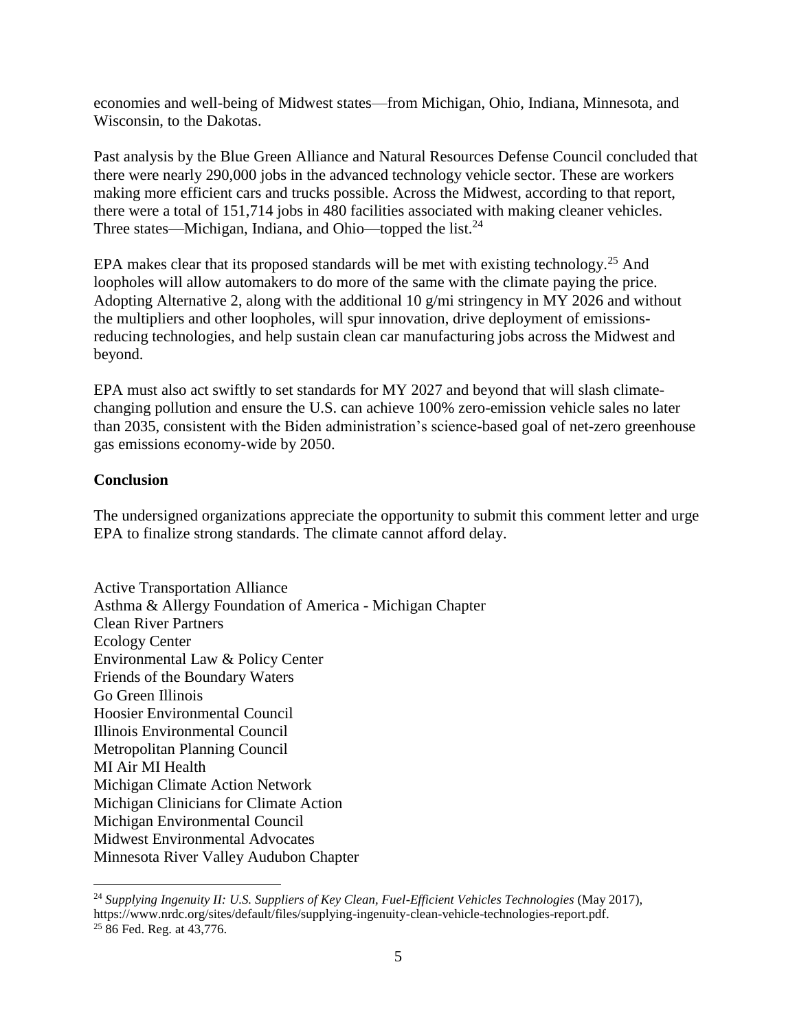economies and well-being of Midwest states—from Michigan, Ohio, Indiana, Minnesota, and Wisconsin, to the Dakotas.

Past analysis by the Blue Green Alliance and Natural Resources Defense Council concluded that there were nearly 290,000 jobs in the advanced technology vehicle sector. These are workers making more efficient cars and trucks possible. Across the Midwest, according to that report, there were a total of 151,714 jobs in 480 facilities associated with making cleaner vehicles. Three states—Michigan, Indiana, and Ohio—topped the list.[24]

EPA makes clear that its proposed standards will be met with existing technology.[25] And loopholes will allow automakers to do more of the same with the climate paying the price. Adopting Alternative 2, along with the additional 10 g/mi stringency in MY 2026 and without the multipliers and other loopholes, will spur innovation, drive deployment of emissions-reducing technologies, and help sustain clean car manufacturing jobs across the Midwest and beyond.

EPA must also act swiftly to set standards for MY 2027 and beyond that will slash climate-changing pollution and ensure the U.S. can achieve 100% zero-emission vehicle sales no later than 2035, consistent with the Biden administration's science-based goal of net-zero greenhouse gas emissions economy-wide by 2050.

**Conclusion**

The undersigned organizations appreciate the opportunity to submit this comment letter and urge EPA to finalize strong standards. The climate cannot afford delay.

Active Transportation Alliance
Asthma & Allergy Foundation of America - Michigan Chapter
Clean River Partners
Ecology Center
Environmental Law & Policy Center
Friends of the Boundary Waters
Go Green Illinois
Hoosier Environmental Council
Illinois Environmental Council
Metropolitan Planning Council
MI Air MI Health
Michigan Climate Action Network
Michigan Clinicians for Climate Action
Michigan Environmental Council
Midwest Environmental Advocates
Minnesota River Valley Audubon Chapter

---

[24] *Supplying Ingenuity II: U.S. Suppliers of Key Clean, Fuel-Efficient Vehicles Technologies* (May 2017), https://www.nrdc.org/sites/default/files/supplying-ingenuity-clean-vehicle-technologies-report.pdf.

[25] 86 Fed. Reg. at 43,776.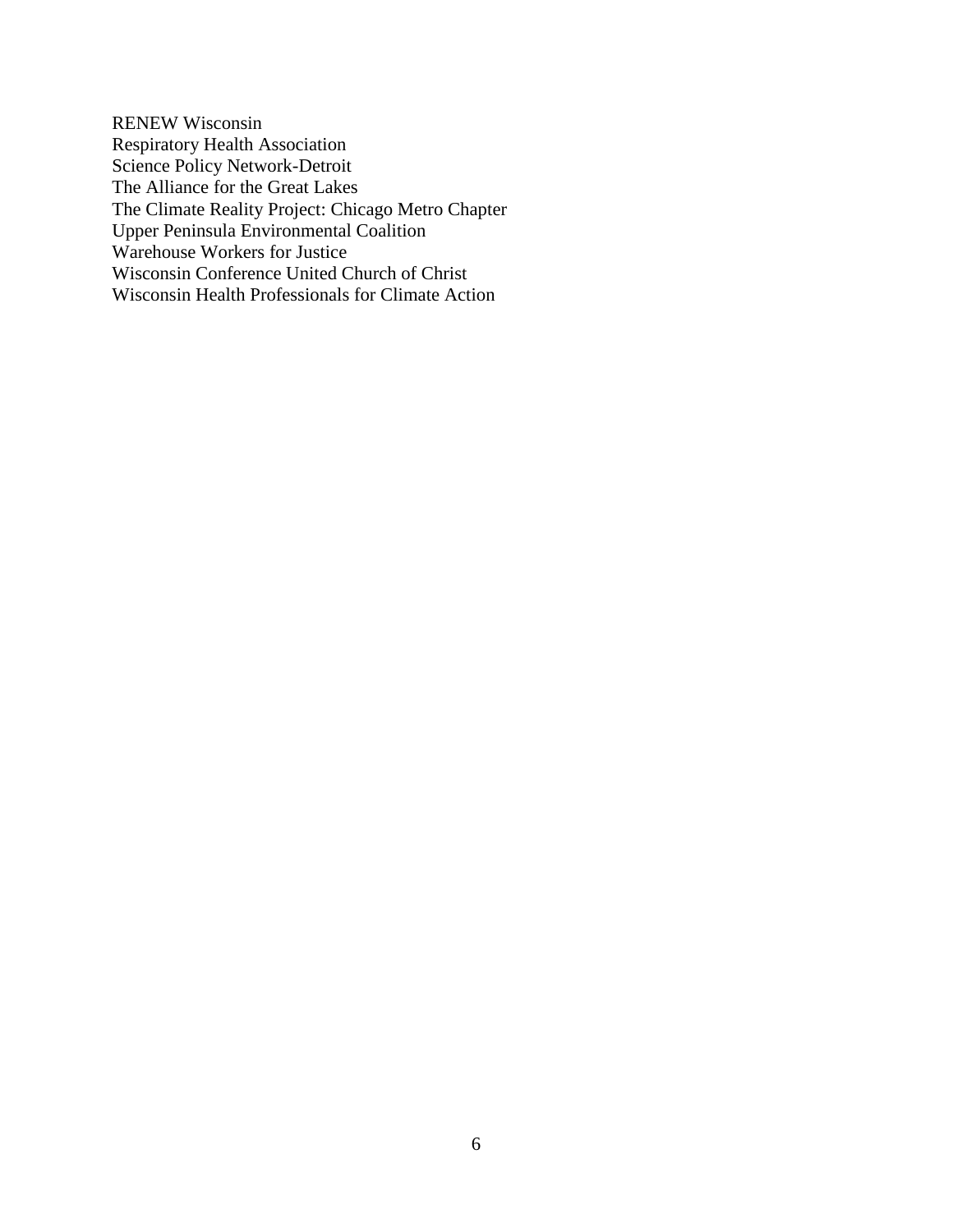RENEW Wisconsin
Respiratory Health Association
Science Policy Network-Detroit
The Alliance for the Great Lakes
The Climate Reality Project: Chicago Metro Chapter
Upper Peninsula Environmental Coalition
Warehouse Workers for Justice
Wisconsin Conference United Church of Christ
Wisconsin Health Professionals for Climate Action